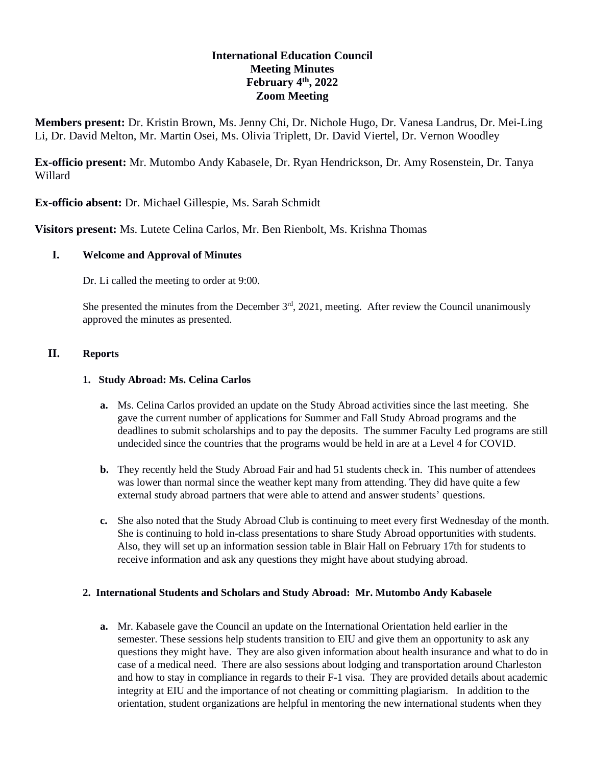# International Education Council
## Meeting Minutes
## February 4th, 2022
## Zoom Meeting

**Members present:** Dr. Kristin Brown, Ms. Jenny Chi, Dr. Nichole Hugo, Dr. Vanesa Landrus, Dr. Mei-Ling Li, Dr. David Melton, Mr. Martin Osei, Ms. Olivia Triplett, Dr. David Viertel, Dr. Vernon Woodley

**Ex-officio present:** Mr. Mutombo Andy Kabasele, Dr. Ryan Hendrickson, Dr. Amy Rosenstein, Dr. Tanya Willard

**Ex-officio absent:** Dr. Michael Gillespie, Ms. Sarah Schmidt

**Visitors present:** Ms. Lutete Celina Carlos, Mr. Ben Rienbolt, Ms. Krishna Thomas

### I. Welcome and Approval of Minutes

Dr. Li called the meeting to order at 9:00.

She presented the minutes from the December 3rd, 2021, meeting. After review the Council unanimously approved the minutes as presented.

### II. Reports

#### 1. Study Abroad: Ms. Celina Carlos

**a.** Ms. Celina Carlos provided an update on the Study Abroad activities since the last meeting. She gave the current number of applications for Summer and Fall Study Abroad programs and the deadlines to submit scholarships and to pay the deposits. The summer Faculty Led programs are still undecided since the countries that the programs would be held in are at a Level 4 for COVID.

**b.** They recently held the Study Abroad Fair and had 51 students check in. This number of attendees was lower than normal since the weather kept many from attending. They did have quite a few external study abroad partners that were able to attend and answer students' questions.

**c.** She also noted that the Study Abroad Club is continuing to meet every first Wednesday of the month. She is continuing to hold in-class presentations to share Study Abroad opportunities with students. Also, they will set up an information session table in Blair Hall on February 17th for students to receive information and ask any questions they might have about studying abroad.

#### 2. International Students and Scholars and Study Abroad: Mr. Mutombo Andy Kabasele

**a.** Mr. Kabasele gave the Council an update on the International Orientation held earlier in the semester. These sessions help students transition to EIU and give them an opportunity to ask any questions they might have. They are also given information about health insurance and what to do in case of a medical need. There are also sessions about lodging and transportation around Charleston and how to stay in compliance in regards to their F-1 visa. They are provided details about academic integrity at EIU and the importance of not cheating or committing plagiarism. In addition to the orientation, student organizations are helpful in mentoring the new international students when they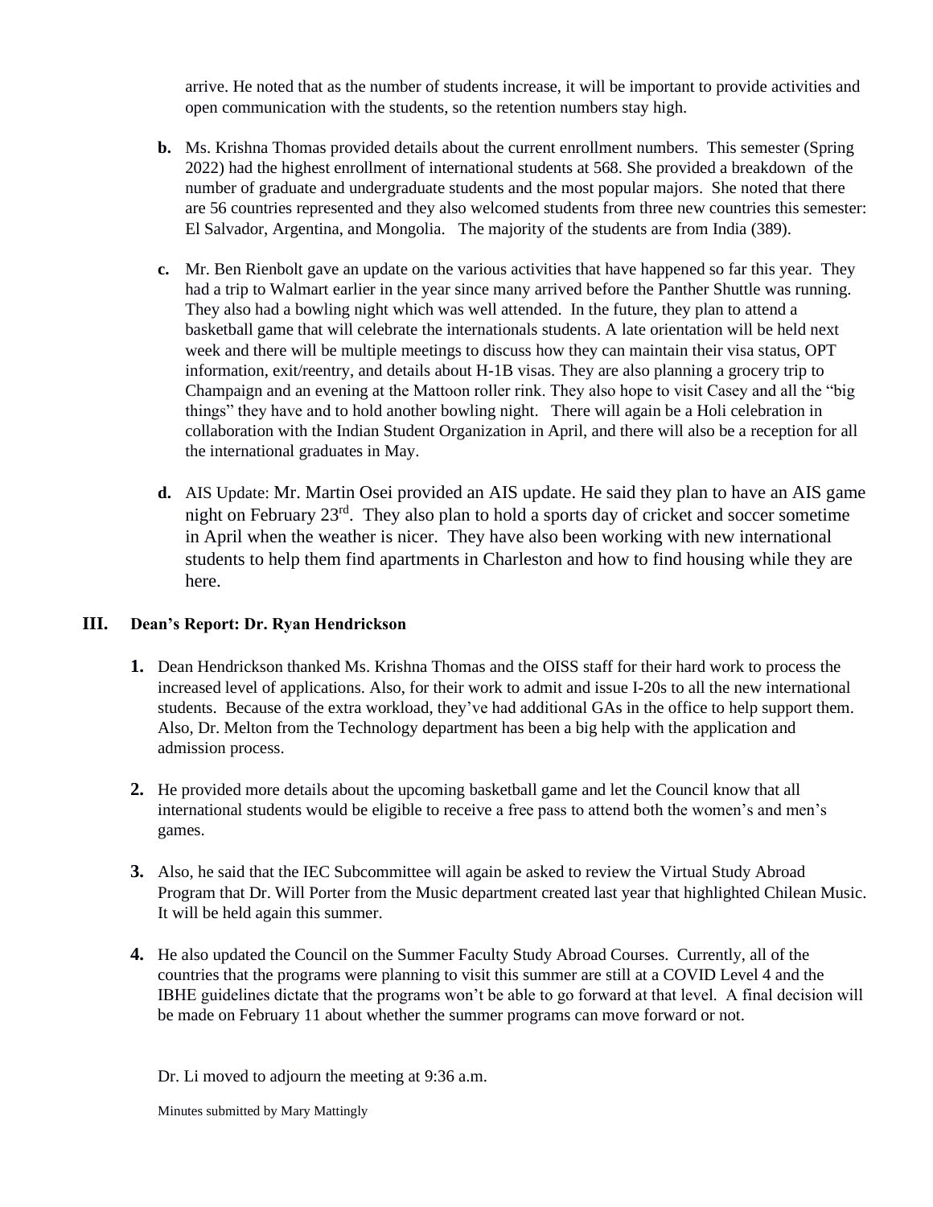arrive. He noted that as the number of students increase, it will be important to provide activities and open communication with the students, so the retention numbers stay high.

**b.** Ms. Krishna Thomas provided details about the current enrollment numbers. This semester (Spring 2022) had the highest enrollment of international students at 568. She provided a breakdown of the number of graduate and undergraduate students and the most popular majors. She noted that there are 56 countries represented and they also welcomed students from three new countries this semester: El Salvador, Argentina, and Mongolia. The majority of the students are from India (389).

**c.** Mr. Ben Rienbolt gave an update on the various activities that have happened so far this year. They had a trip to Walmart earlier in the year since many arrived before the Panther Shuttle was running. They also had a bowling night which was well attended. In the future, they plan to attend a basketball game that will celebrate the internationals students. A late orientation will be held next week and there will be multiple meetings to discuss how they can maintain their visa status, OPT information, exit/reentry, and details about H-1B visas. They are also planning a grocery trip to Champaign and an evening at the Mattoon roller rink. They also hope to visit Casey and all the "big things" they have and to hold another bowling night. There will again be a Holi celebration in collaboration with the Indian Student Organization in April, and there will also be a reception for all the international graduates in May.

**d.** AIS Update: Mr. Martin Osei provided an AIS update. He said they plan to have an AIS game night on February 23rd. They also plan to hold a sports day of cricket and soccer sometime in April when the weather is nicer. They have also been working with new international students to help them find apartments in Charleston and how to find housing while they are here.

## III. Dean's Report: Dr. Ryan Hendrickson

**1.** Dean Hendrickson thanked Ms. Krishna Thomas and the OISS staff for their hard work to process the increased level of applications. Also, for their work to admit and issue I-20s to all the new international students. Because of the extra workload, they've had additional GAs in the office to help support them. Also, Dr. Melton from the Technology department has been a big help with the application and admission process.

**2.** He provided more details about the upcoming basketball game and let the Council know that all international students would be eligible to receive a free pass to attend both the women's and men's games.

**3.** Also, he said that the IEC Subcommittee will again be asked to review the Virtual Study Abroad Program that Dr. Will Porter from the Music department created last year that highlighted Chilean Music. It will be held again this summer.

**4.** He also updated the Council on the Summer Faculty Study Abroad Courses. Currently, all of the countries that the programs were planning to visit this summer are still at a COVID Level 4 and the IBHE guidelines dictate that the programs won't be able to go forward at that level. A final decision will be made on February 11 about whether the summer programs can move forward or not.

Dr. Li moved to adjourn the meeting at 9:36 a.m.

Minutes submitted by Mary Mattingly